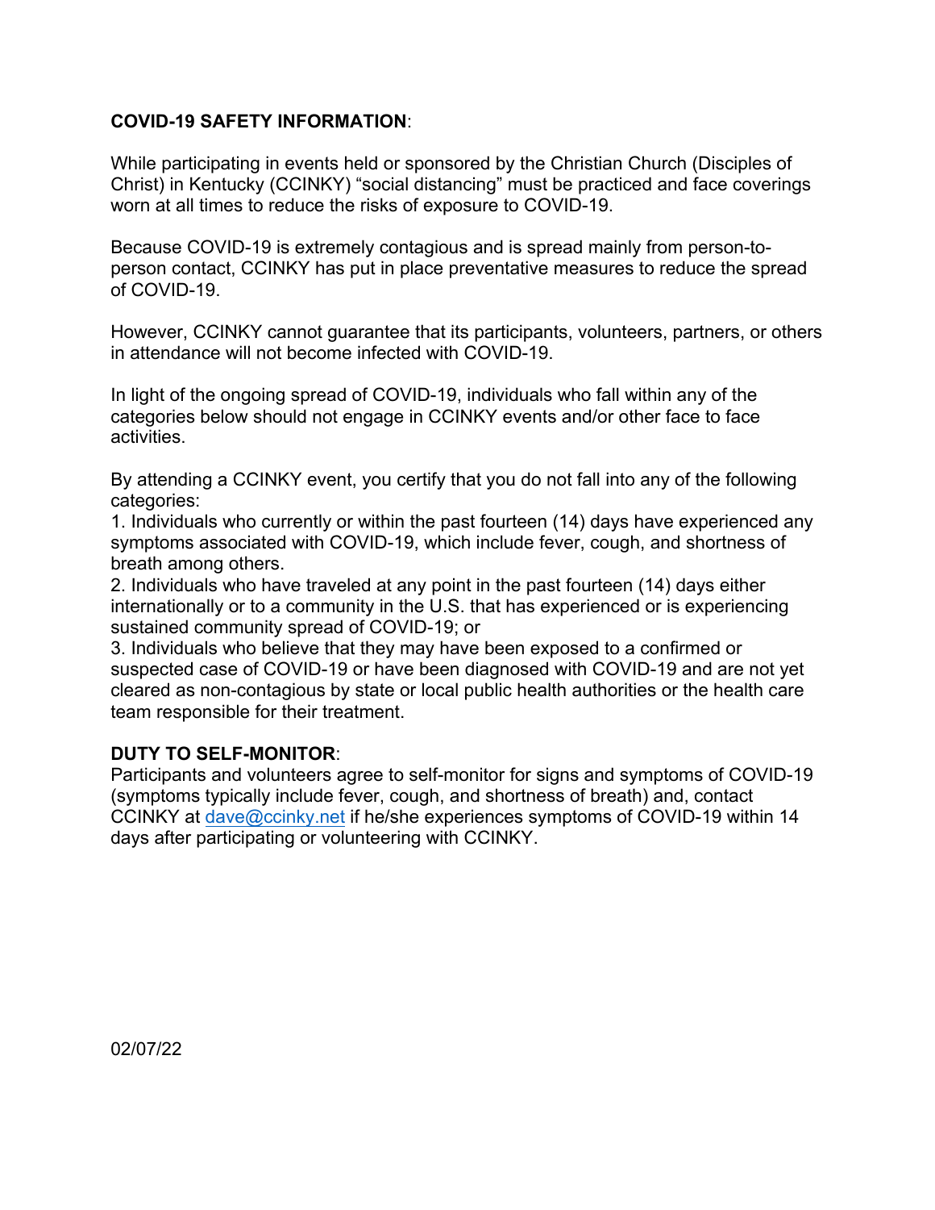**COVID-19 SAFETY INFORMATION**:

While participating in events held or sponsored by the Christian Church (Disciples of Christ) in Kentucky (CCINKY) "social distancing" must be practiced and face coverings worn at all times to reduce the risks of exposure to COVID-19.

Because COVID-19 is extremely contagious and is spread mainly from person-to-person contact, CCINKY has put in place preventative measures to reduce the spread of COVID-19.

However, CCINKY cannot guarantee that its participants, volunteers, partners, or others in attendance will not become infected with COVID-19.

In light of the ongoing spread of COVID-19, individuals who fall within any of the categories below should not engage in CCINKY events and/or other face to face activities.

By attending a CCINKY event, you certify that you do not fall into any of the following categories:

1. Individuals who currently or within the past fourteen (14) days have experienced any symptoms associated with COVID-19, which include fever, cough, and shortness of breath among others.
2. Individuals who have traveled at any point in the past fourteen (14) days either internationally or to a community in the U.S. that has experienced or is experiencing sustained community spread of COVID-19; or
3. Individuals who believe that they may have been exposed to a confirmed or suspected case of COVID-19 or have been diagnosed with COVID-19 and are not yet cleared as non-contagious by state or local public health authorities or the health care team responsible for their treatment.

**DUTY TO SELF-MONITOR**:

Participants and volunteers agree to self-monitor for signs and symptoms of COVID-19 (symptoms typically include fever, cough, and shortness of breath) and, contact CCINKY at dave@ccinky.net if he/she experiences symptoms of COVID-19 within 14 days after participating or volunteering with CCINKY.

02/07/22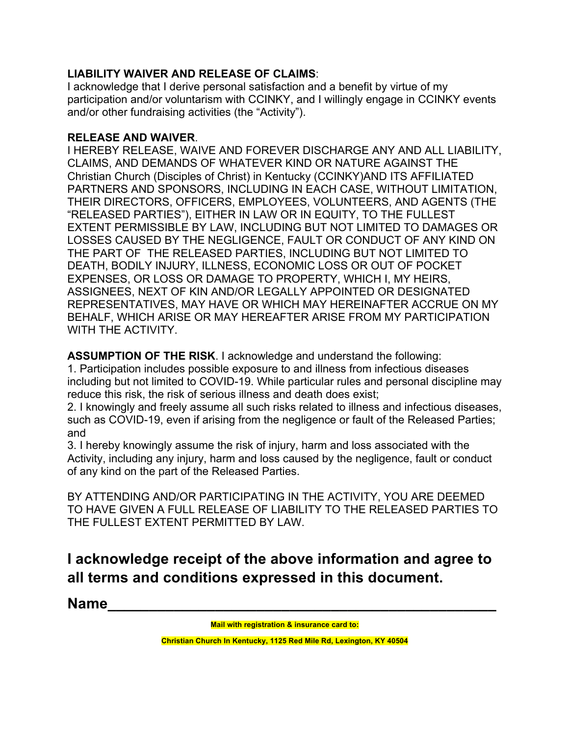**LIABILITY WAIVER AND RELEASE OF CLAIMS**:
I acknowledge that I derive personal satisfaction and a benefit by virtue of my participation and/or voluntarism with CCINKY, and I willingly engage in CCINKY events and/or other fundraising activities (the "Activity").

**RELEASE AND WAIVER**.
I HEREBY RELEASE, WAIVE AND FOREVER DISCHARGE ANY AND ALL LIABILITY, CLAIMS, AND DEMANDS OF WHATEVER KIND OR NATURE AGAINST THE Christian Church (Disciples of Christ) in Kentucky (CCINKY)AND ITS AFFILIATED PARTNERS AND SPONSORS, INCLUDING IN EACH CASE, WITHOUT LIMITATION, THEIR DIRECTORS, OFFICERS, EMPLOYEES, VOLUNTEERS, AND AGENTS (THE "RELEASED PARTIES"), EITHER IN LAW OR IN EQUITY, TO THE FULLEST EXTENT PERMISSIBLE BY LAW, INCLUDING BUT NOT LIMITED TO DAMAGES OR LOSSES CAUSED BY THE NEGLIGENCE, FAULT OR CONDUCT OF ANY KIND ON THE PART OF THE RELEASED PARTIES, INCLUDING BUT NOT LIMITED TO DEATH, BODILY INJURY, ILLNESS, ECONOMIC LOSS OR OUT OF POCKET EXPENSES, OR LOSS OR DAMAGE TO PROPERTY, WHICH I, MY HEIRS, ASSIGNEES, NEXT OF KIN AND/OR LEGALLY APPOINTED OR DESIGNATED REPRESENTATIVES, MAY HAVE OR WHICH MAY HEREINAFTER ACCRUE ON MY BEHALF, WHICH ARISE OR MAY HEREAFTER ARISE FROM MY PARTICIPATION WITH THE ACTIVITY.

**ASSUMPTION OF THE RISK**. I acknowledge and understand the following:
1. Participation includes possible exposure to and illness from infectious diseases including but not limited to COVID-19. While particular rules and personal discipline may reduce this risk, the risk of serious illness and death does exist;
2. I knowingly and freely assume all such risks related to illness and infectious diseases, such as COVID-19, even if arising from the negligence or fault of the Released Parties; and
3. I hereby knowingly assume the risk of injury, harm and loss associated with the Activity, including any injury, harm and loss caused by the negligence, fault or conduct of any kind on the part of the Released Parties.

BY ATTENDING AND/OR PARTICIPATING IN THE ACTIVITY, YOU ARE DEEMED TO HAVE GIVEN A FULL RELEASE OF LIABILITY TO THE RELEASED PARTIES TO THE FULLEST EXTENT PERMITTED BY LAW.

## I acknowledge receipt of the above information and agree to all terms and conditions expressed in this document.

**Name**_____________________________________________

**Mail with registration & insurance card to:**

**Christian Church In Kentucky, 1125 Red Mile Rd, Lexington, KY 40504**